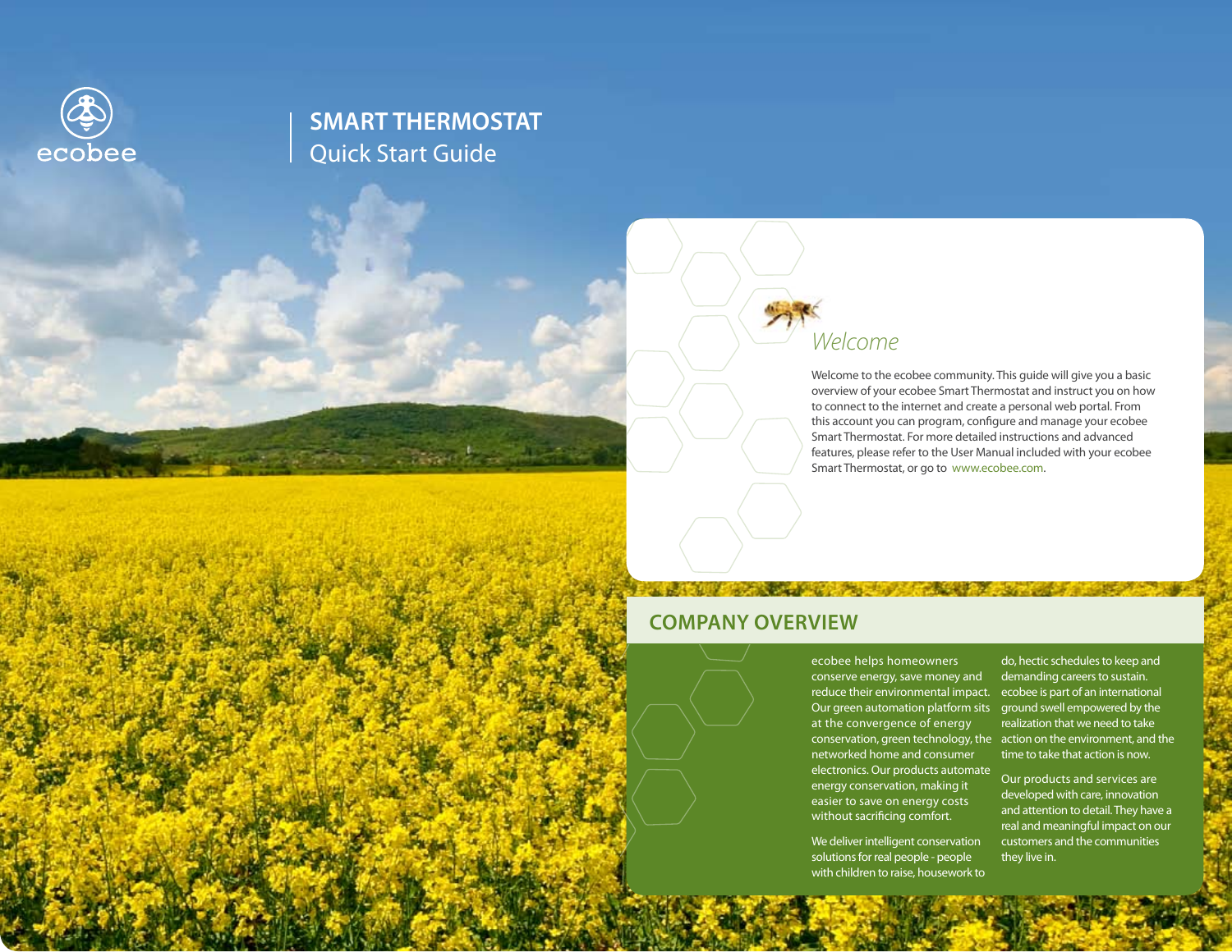ecobee

# SMART THERMOSTAT
Quick Start Guide

## *Welcome*

Welcome to the ecobee community. This guide will give you a basic overview of your ecobee Smart Thermostat and instruct you on how to connect to the internet and create a personal web portal. From this account you can program, configure and manage your ecobee Smart Thermostat. For more detailed instructions and advanced features, please refer to the User Manual included with your ecobee Smart Thermostat, or go to www.ecobee.com.

## COMPANY OVERVIEW

ecobee helps homeowners conserve energy, save money and reduce their environmental impact. Our green automation platform sits at the convergence of energy conservation, green technology, the networked home and consumer electronics. Our products automate energy conservation, making it easier to save on energy costs without sacrificing comfort.

We deliver intelligent conservation solutions for real people - people with children to raise, housework to do, hectic schedules to keep and demanding careers to sustain. ecobee is part of an international ground swell empowered by the realization that we need to take action on the environment, and the time to take that action is now.

Our products and services are developed with care, innovation and attention to detail. They have a real and meaningful impact on our customers and the communities they live in.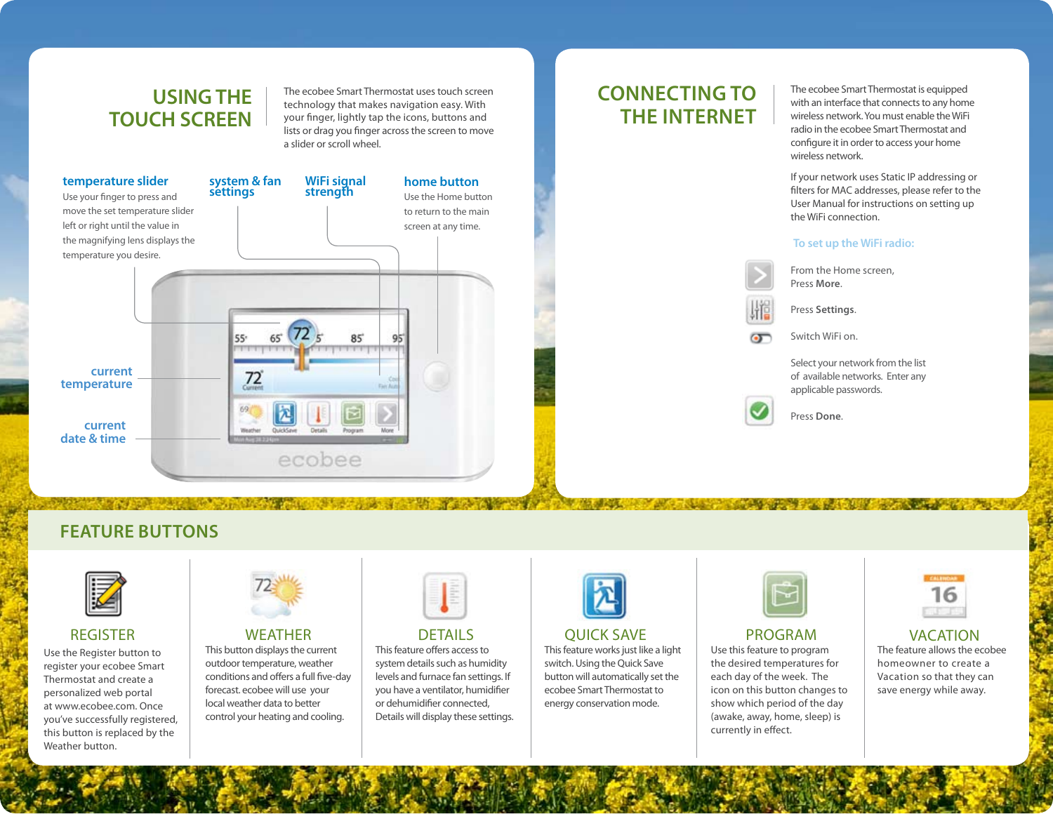## USING THE TOUCH SCREEN

The ecobee Smart Thermostat uses touch screen technology that makes navigation easy. With your finger, lightly tap the icons, buttons and lists or drag you finger across the screen to move a slider or scroll wheel.

**temperature slider**
Use your finger to press and move the set temperature slider left or right until the value in the magnifying lens displays the temperature you desire.

**system & fan settings**

**WiFi signal strength**

**home button**
Use the Home button to return to the main screen at any time.

**current temperature**

**current date & time**

## CONNECTING TO THE INTERNET

The ecobee Smart Thermostat is equipped with an interface that connects to any home wireless network. You must enable the WiFi radio in the ecobee Smart Thermostat and configure it in order to access your home wireless network.

If your network uses Static IP addressing or filters for MAC addresses, please refer to the User Manual for instructions on setting up the WiFi connection.

**To set up the WiFi radio:**

From the Home screen, Press **More**.

Press **Settings**.

Switch WiFi on.

Select your network from the list of available networks. Enter any applicable passwords.

Press **Done**.

## FEATURE BUTTONS

### REGISTER

Use the Register button to register your ecobee Smart Thermostat and create a personalized web portal at www.ecobee.com. Once you've successfully registered, this button is replaced by the Weather button.

### WEATHER

This button displays the current outdoor temperature, weather conditions and offers a full five-day forecast. ecobee will use your local weather data to better control your heating and cooling.

### DETAILS

This feature offers access to system details such as humidity levels and furnace fan settings. If you have a ventilator, humidifier or dehumidifier connected, Details will display these settings.

### QUICK SAVE

This feature works just like a light switch. Using the Quick Save button will automatically set the ecobee Smart Thermostat to energy conservation mode.

### PROGRAM

Use this feature to program the desired temperatures for each day of the week. The icon on this button changes to show which period of the day (awake, away, home, sleep) is currently in effect.

### VACATION

The feature allows the ecobee homeowner to create a Vacation so that they can save energy while away.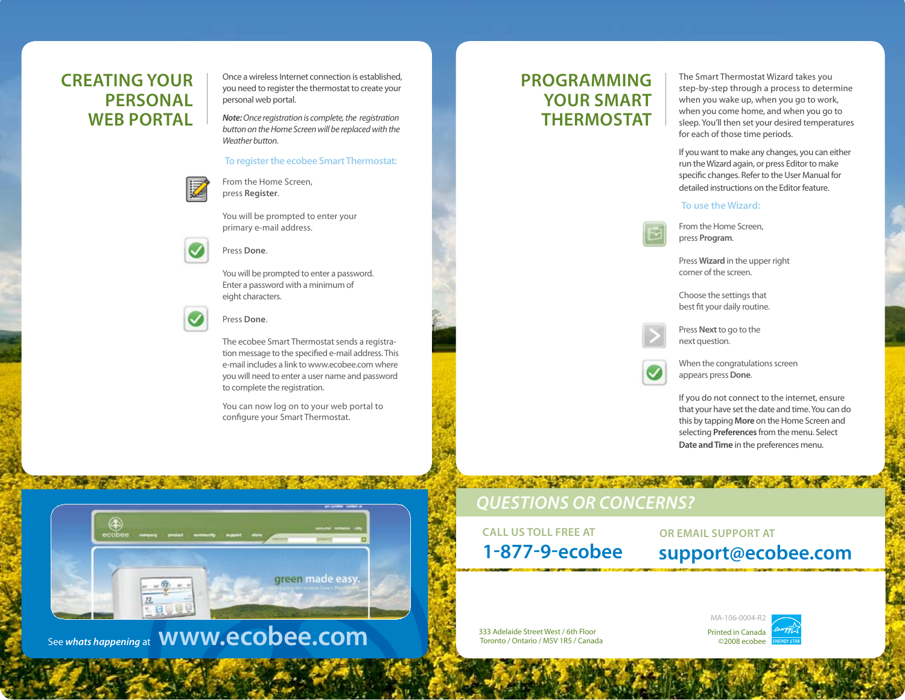# CREATING YOUR PERSONAL WEB PORTAL

Once a wireless Internet connection is established, you need to register the thermostat to create your personal web portal.

***Note:*** *Once registration is complete, the registration button on the Home Screen will be replaced with the Weather button.*

### To register the ecobee Smart Thermostat:

From the Home Screen, press **Register**.

You will be prompted to enter your primary e-mail address.

Press **Done**.

You will be prompted to enter a password. Enter a password with a minimum of eight characters.

Press **Done**.

The ecobee Smart Thermostat sends a registration message to the specified e-mail address. This e-mail includes a link to www.ecobee.com where you will need to enter a user name and password to complete the registration.

You can now log on to your web portal to configure your Smart Thermostat.

See *whats happening* at **www.ecobee.com**

# PROGRAMMING YOUR SMART THERMOSTAT

The Smart Thermostat Wizard takes you step-by-step through a process to determine when you wake up, when you go to work, when you come home, and when you go to sleep. You'll then set your desired temperatures for each of those time periods.

If you want to make any changes, you can either run the Wizard again, or press Editor to make specific changes. Refer to the User Manual for detailed instructions on the Editor feature.

### To use the Wizard:

From the Home Screen, press **Program**.

Press **Wizard** in the upper right corner of the screen.

Choose the settings that best fit your daily routine.

Press **Next** to go to the next question.

When the congratulations screen appears press **Done**.

If you do not connect to the internet, ensure that your have set the date and time. You can do this by tapping **More** on the Home Screen and selecting **Preferences** from the menu. Select **Date and Time** in the preferences menu.

## *QUESTIONS OR CONCERNS?*

CALL US TOLL FREE AT
**1-877-9-ecobee**

OR EMAIL SUPPORT AT
**support@ecobee.com**

333 Adelaide Street West / 6th Floor
Toronto / Ontario / M5V 1R5 / Canada

MA-106-0004-R2

Printed in Canada
©2008 ecobee